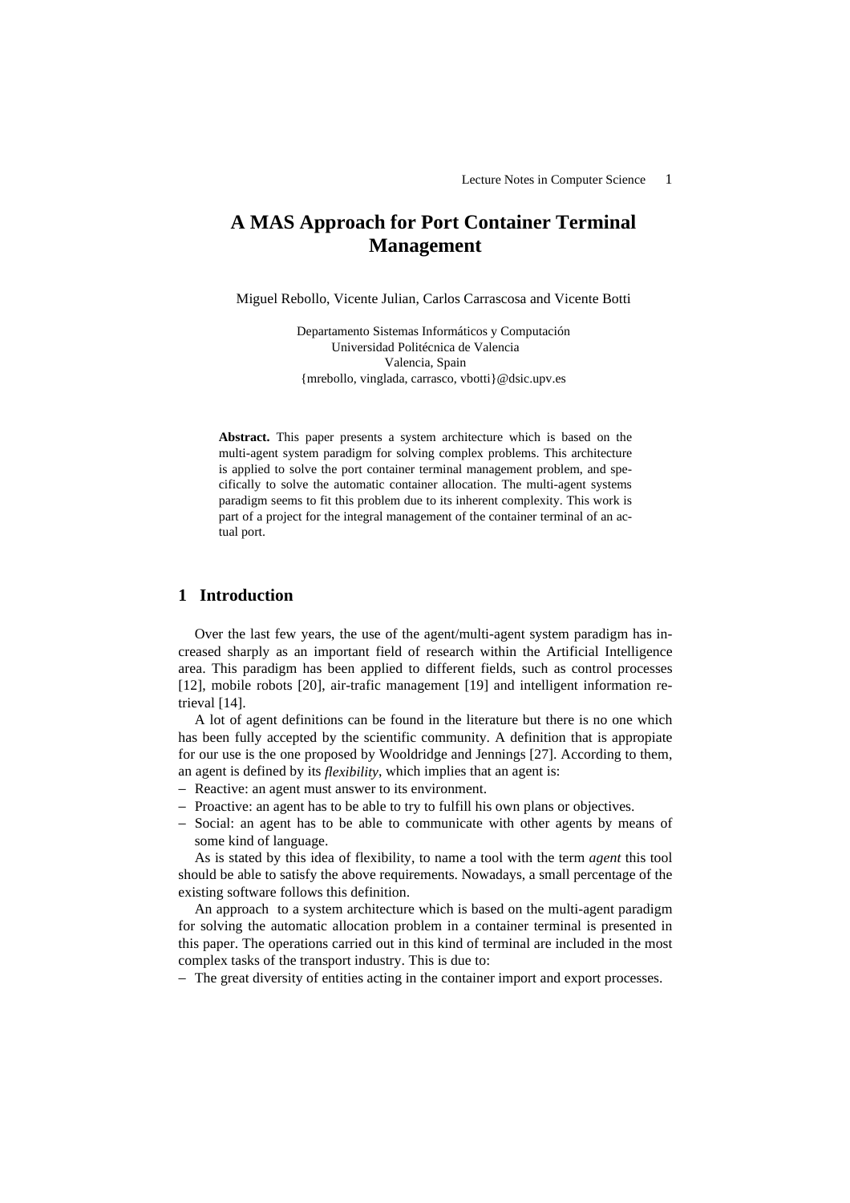# A MAS Approach for Port Container Terminal Management

Miguel Rebollo, Vicente Julian, Carlos Carrascosa and Vicente Botti

Departamento Sistemas Informáticos y Computación
Universidad Politécnica de Valencia
Valencia, Spain
{mrebollo, vinglada, carrasco, vbotti}@dsic.upv.es

**Abstract.** This paper presents a system architecture which is based on the multi-agent system paradigm for solving complex problems. This architecture is applied to solve the port container terminal management problem, and specifically to solve the automatic container allocation. The multi-agent systems paradigm seems to fit this problem due to its inherent complexity. This work is part of a project for the integral management of the container terminal of an actual port.

## 1 Introduction

Over the last few years, the use of the agent/multi-agent system paradigm has increased sharply as an important field of research within the Artificial Intelligence area. This paradigm has been applied to different fields, such as control processes [12], mobile robots [20], air-trafic management [19] and intelligent information retrieval [14].

A lot of agent definitions can be found in the literature but there is no one which has been fully accepted by the scientific community. A definition that is appropiate for our use is the one proposed by Wooldridge and Jennings [27]. According to them, an agent is defined by its *flexibility*, which implies that an agent is:

- Reactive: an agent must answer to its environment.
- Proactive: an agent has to be able to try to fulfill his own plans or objectives.
- Social: an agent has to be able to communicate with other agents by means of some kind of language.

As is stated by this idea of flexibility, to name a tool with the term *agent* this tool should be able to satisfy the above requirements. Nowadays, a small percentage of the existing software follows this definition.

An approach to a system architecture which is based on the multi-agent paradigm for solving the automatic allocation problem in a container terminal is presented in this paper. The operations carried out in this kind of terminal are included in the most complex tasks of the transport industry. This is due to:

- The great diversity of entities acting in the container import and export processes.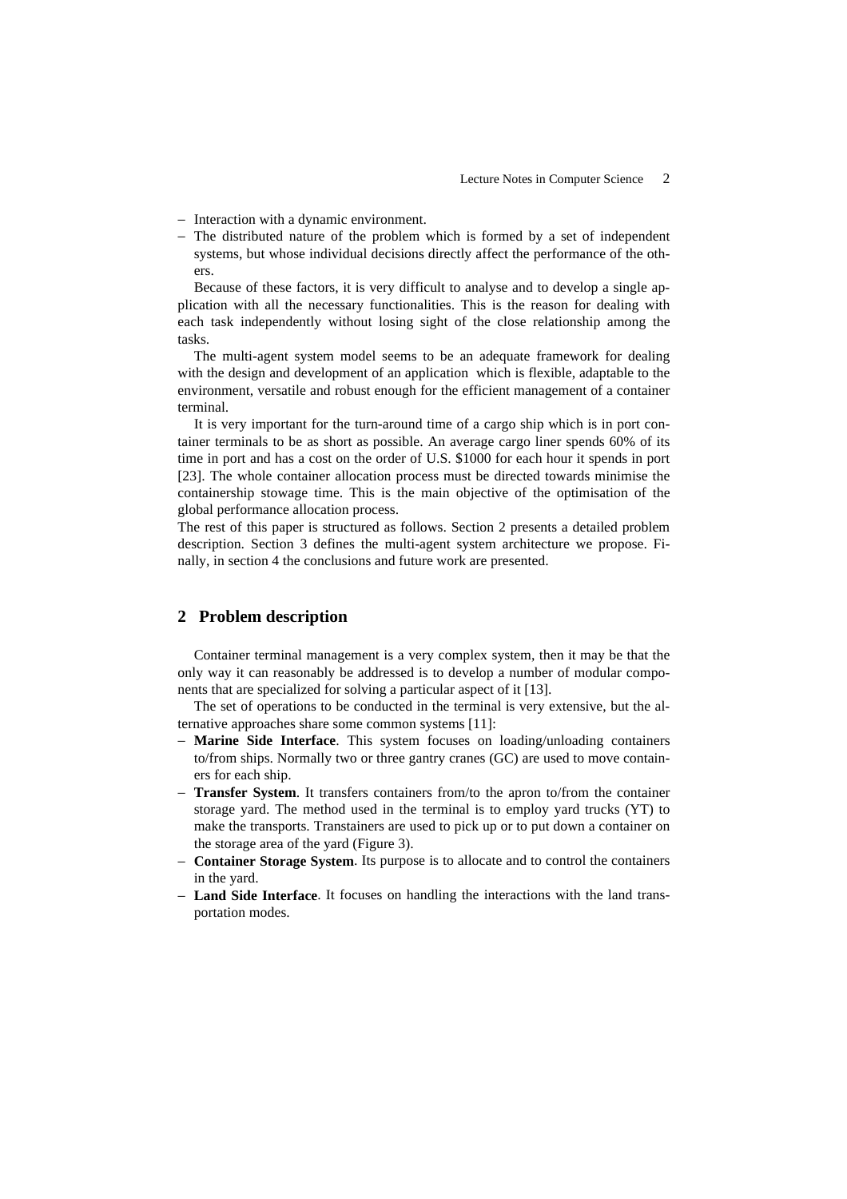- Interaction with a dynamic environment.
- The distributed nature of the problem which is formed by a set of independent systems, but whose individual decisions directly affect the performance of the others.

Because of these factors, it is very difficult to analyse and to develop a single application with all the necessary functionalities. This is the reason for dealing with each task independently without losing sight of the close relationship among the tasks.

The multi-agent system model seems to be an adequate framework for dealing with the design and development of an application which is flexible, adaptable to the environment, versatile and robust enough for the efficient management of a container terminal.

It is very important for the turn-around time of a cargo ship which is in port container terminals to be as short as possible. An average cargo liner spends 60% of its time in port and has a cost on the order of U.S. $1000 for each hour it spends in port [23]. The whole container allocation process must be directed towards minimise the containership stowage time. This is the main objective of the optimisation of the global performance allocation process.

The rest of this paper is structured as follows. Section 2 presents a detailed problem description. Section 3 defines the multi-agent system architecture we propose. Finally, in section 4 the conclusions and future work are presented.

## 2 Problem description

Container terminal management is a very complex system, then it may be that the only way it can reasonably be addressed is to develop a number of modular components that are specialized for solving a particular aspect of it [13].

The set of operations to be conducted in the terminal is very extensive, but the alternative approaches share some common systems [11]:

- **Marine Side Interface**. This system focuses on loading/unloading containers to/from ships. Normally two or three gantry cranes (GC) are used to move containers for each ship.
- **Transfer System**. It transfers containers from/to the apron to/from the container storage yard. The method used in the terminal is to employ yard trucks (YT) to make the transports. Transtainers are used to pick up or to put down a container on the storage area of the yard (Figure 3).
- **Container Storage System**. Its purpose is to allocate and to control the containers in the yard.
- **Land Side Interface**. It focuses on handling the interactions with the land transportation modes.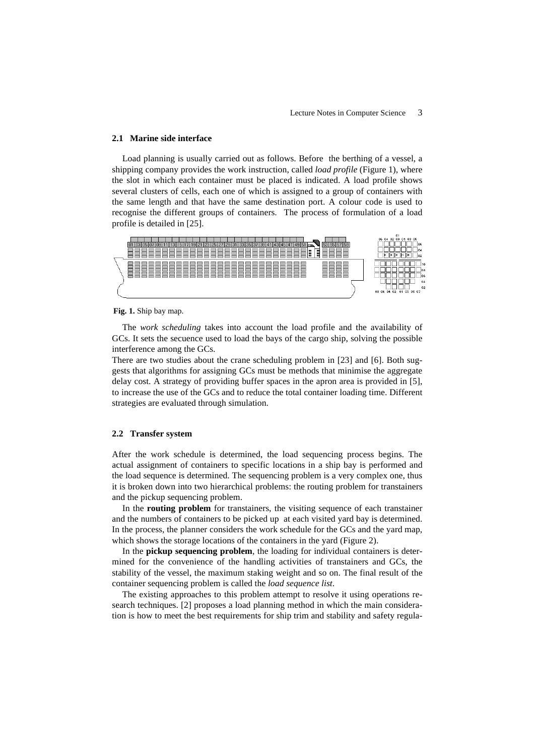### 2.1 Marine side interface

Load planning is usually carried out as follows. Before the berthing of a vessel, a shipping company provides the work instruction, called *load profile* (Figure 1), where the slot in which each container must be placed is indicated. A load profile shows several clusters of cells, each one of which is assigned to a group of containers with the same length and that have the same destination port. A colour code is used to recognise the different groups of containers. The process of formulation of a load profile is detailed in [25].

**Fig. 1.** Ship bay map.

The *work scheduling* takes into account the load profile and the availability of GCs. It sets the secuence used to load the bays of the cargo ship, solving the possible interference among the GCs.

There are two studies about the crane scheduling problem in [23] and [6]. Both suggests that algorithms for assigning GCs must be methods that minimise the aggregate delay cost. A strategy of providing buffer spaces in the apron area is provided in [5], to increase the use of the GCs and to reduce the total container loading time. Different strategies are evaluated through simulation.

### 2.2 Transfer system

After the work schedule is determined, the load sequencing process begins. The actual assignment of containers to specific locations in a ship bay is performed and the load sequence is determined. The sequencing problem is a very complex one, thus it is broken down into two hierarchical problems: the routing problem for transtainers and the pickup sequencing problem.

In the **routing problem** for transtainers, the visiting sequence of each transtainer and the numbers of containers to be picked up at each visited yard bay is determined. In the process, the planner considers the work schedule for the GCs and the yard map, which shows the storage locations of the containers in the yard (Figure 2).

In the **pickup sequencing problem**, the loading for individual containers is determined for the convenience of the handling activities of transtainers and GCs, the stability of the vessel, the maximum staking weight and so on. The final result of the container sequencing problem is called the *load sequence list*.

The existing approaches to this problem attempt to resolve it using operations research techniques. [2] proposes a load planning method in which the main consideration is how to meet the best requirements for ship trim and stability and safety regula-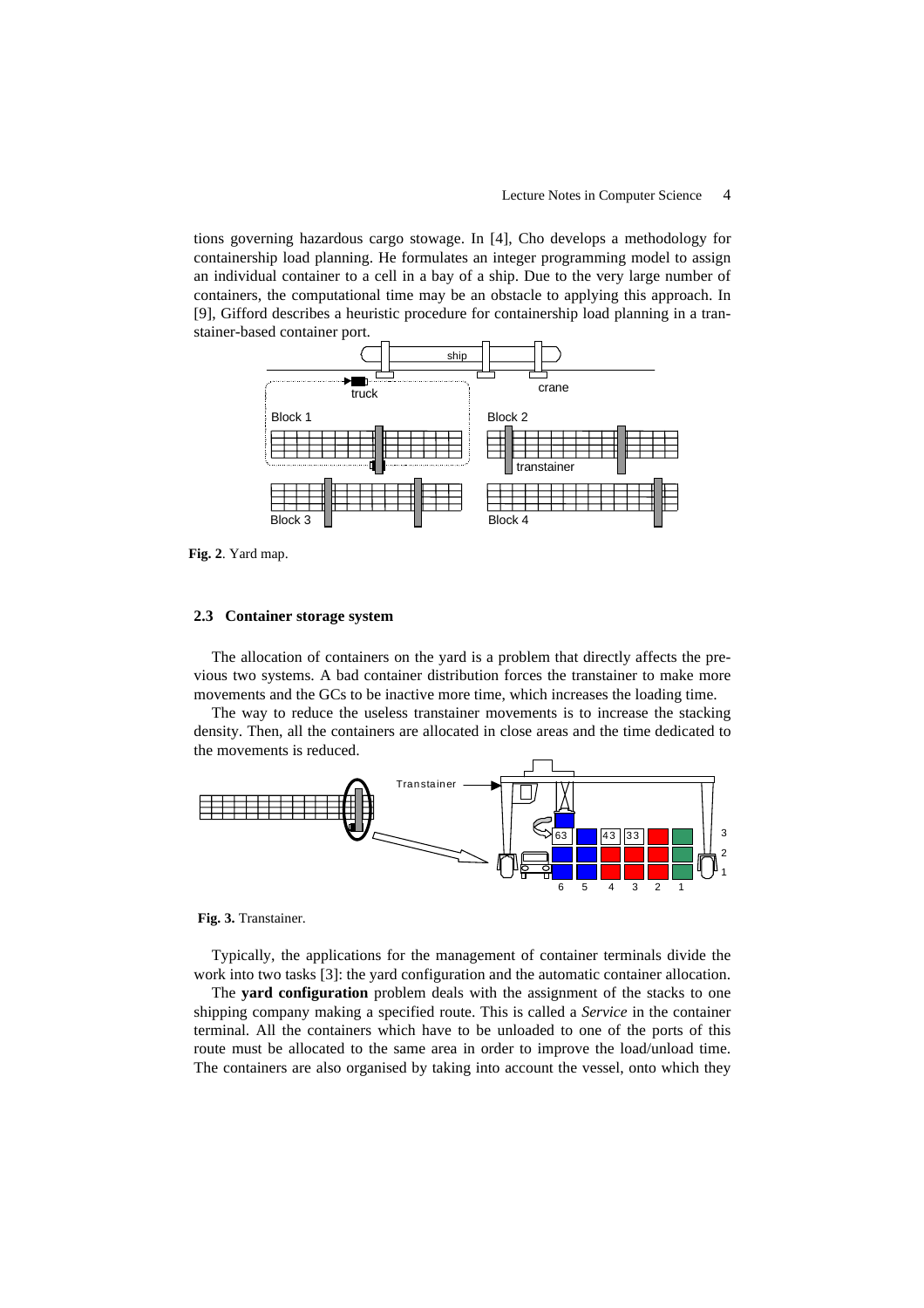tions governing hazardous cargo stowage. In [4], Cho develops a methodology for containership load planning. He formulates an integer programming model to assign an individual container to a cell in a bay of a ship. Due to the very large number of containers, the computational time may be an obstacle to applying this approach. In [9], Gifford describes a heuristic procedure for containership load planning in a transtainer-based container port.

**Fig. 2**. Yard map.

### 2.3 Container storage system

The allocation of containers on the yard is a problem that directly affects the previous two systems. A bad container distribution forces the transtainer to make more movements and the GCs to be inactive more time, which increases the loading time.

The way to reduce the useless transtainer movements is to increase the stacking density. Then, all the containers are allocated in close areas and the time dedicated to the movements is reduced.

**Fig. 3.** Transtainer.

Typically, the applications for the management of container terminals divide the work into two tasks [3]: the yard configuration and the automatic container allocation.

The **yard configuration** problem deals with the assignment of the stacks to one shipping company making a specified route. This is called a *Service* in the container terminal. All the containers which have to be unloaded to one of the ports of this route must be allocated to the same area in order to improve the load/unload time. The containers are also organised by taking into account the vessel, onto which they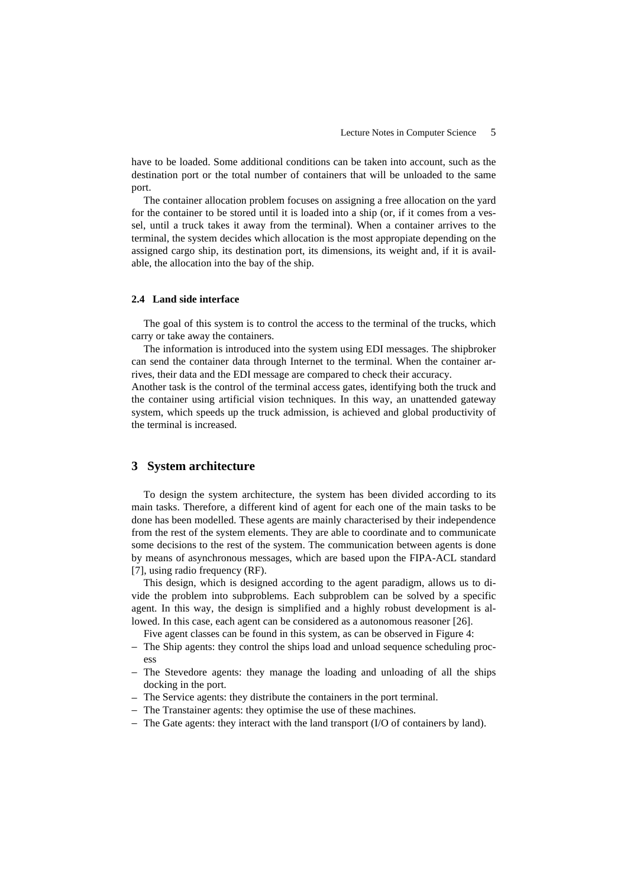have to be loaded. Some additional conditions can be taken into account, such as the destination port or the total number of containers that will be unloaded to the same port.

The container allocation problem focuses on assigning a free allocation on the yard for the container to be stored until it is loaded into a ship (or, if it comes from a vessel, until a truck takes it away from the terminal). When a container arrives to the terminal, the system decides which allocation is the most appropiate depending on the assigned cargo ship, its destination port, its dimensions, its weight and, if it is available, the allocation into the bay of the ship.

### 2.4 Land side interface

The goal of this system is to control the access to the terminal of the trucks, which carry or take away the containers.

The information is introduced into the system using EDI messages. The shipbroker can send the container data through Internet to the terminal. When the container arrives, their data and the EDI message are compared to check their accuracy.

Another task is the control of the terminal access gates, identifying both the truck and the container using artificial vision techniques. In this way, an unattended gateway system, which speeds up the truck admission, is achieved and global productivity of the terminal is increased.

## 3 System architecture

To design the system architecture, the system has been divided according to its main tasks. Therefore, a different kind of agent for each one of the main tasks to be done has been modelled. These agents are mainly characterised by their independence from the rest of the system elements. They are able to coordinate and to communicate some decisions to the rest of the system. The communication between agents is done by means of asynchronous messages, which are based upon the FIPA-ACL standard [7], using radio frequency (RF).

This design, which is designed according to the agent paradigm, allows us to divide the problem into subproblems. Each subproblem can be solved by a specific agent. In this way, the design is simplified and a highly robust development is allowed. In this case, each agent can be considered as a autonomous reasoner [26].

Five agent classes can be found in this system, as can be observed in Figure 4:

- The Ship agents: they control the ships load and unload sequence scheduling process
- The Stevedore agents: they manage the loading and unloading of all the ships docking in the port.
- The Service agents: they distribute the containers in the port terminal.
- The Transtainer agents: they optimise the use of these machines.
- The Gate agents: they interact with the land transport (I/O of containers by land).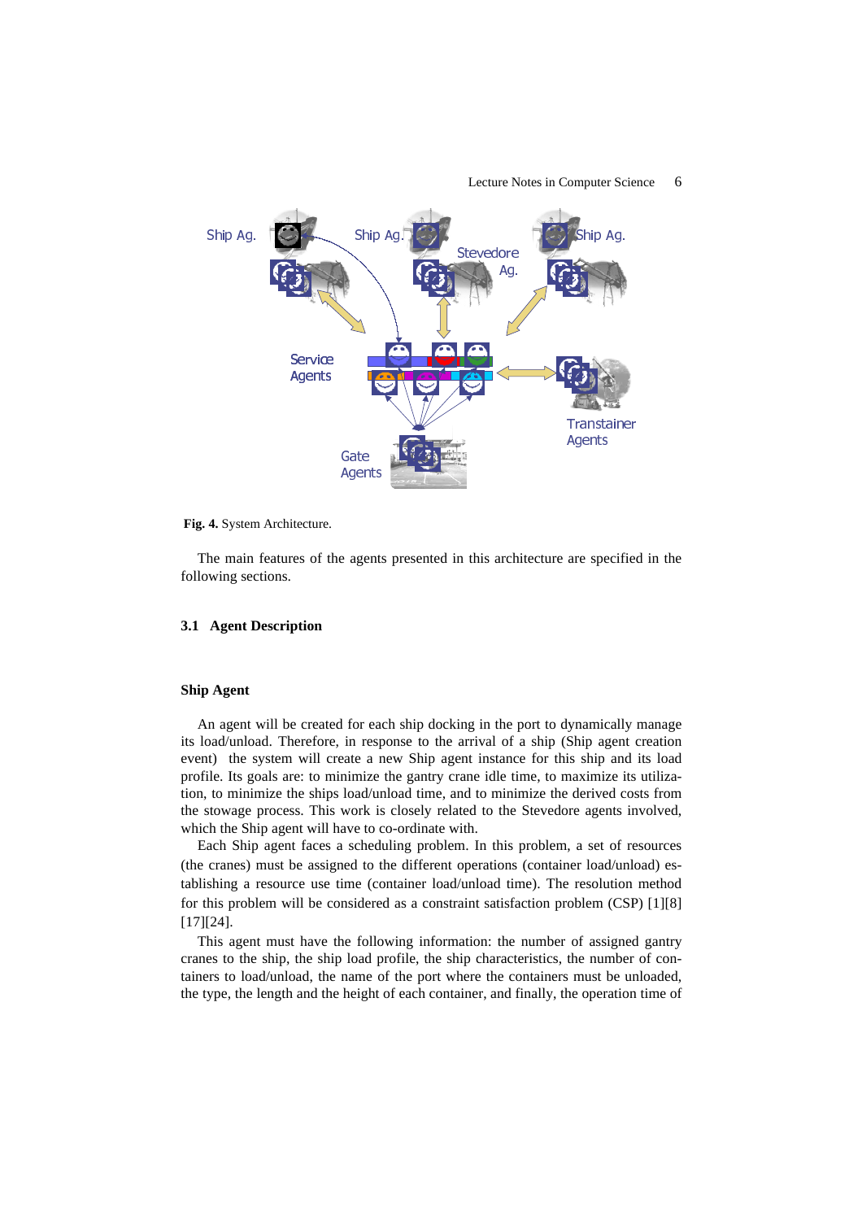Fig. 4. System Architecture.

The main features of the agents presented in this architecture are specified in the following sections.

### 3.1 Agent Description

#### Ship Agent

An agent will be created for each ship docking in the port to dynamically manage its load/unload. Therefore, in response to the arrival of a ship (Ship agent creation event) the system will create a new Ship agent instance for this ship and its load profile. Its goals are: to minimize the gantry crane idle time, to maximize its utilization, to minimize the ships load/unload time, and to minimize the derived costs from the stowage process. This work is closely related to the Stevedore agents involved, which the Ship agent will have to co-ordinate with.

Each Ship agent faces a scheduling problem. In this problem, a set of resources (the cranes) must be assigned to the different operations (container load/unload) establishing a resource use time (container load/unload time). The resolution method for this problem will be considered as a constraint satisfaction problem (CSP) [1][8][17][24].

This agent must have the following information: the number of assigned gantry cranes to the ship, the ship load profile, the ship characteristics, the number of containers to load/unload, the name of the port where the containers must be unloaded, the type, the length and the height of each container, and finally, the operation time of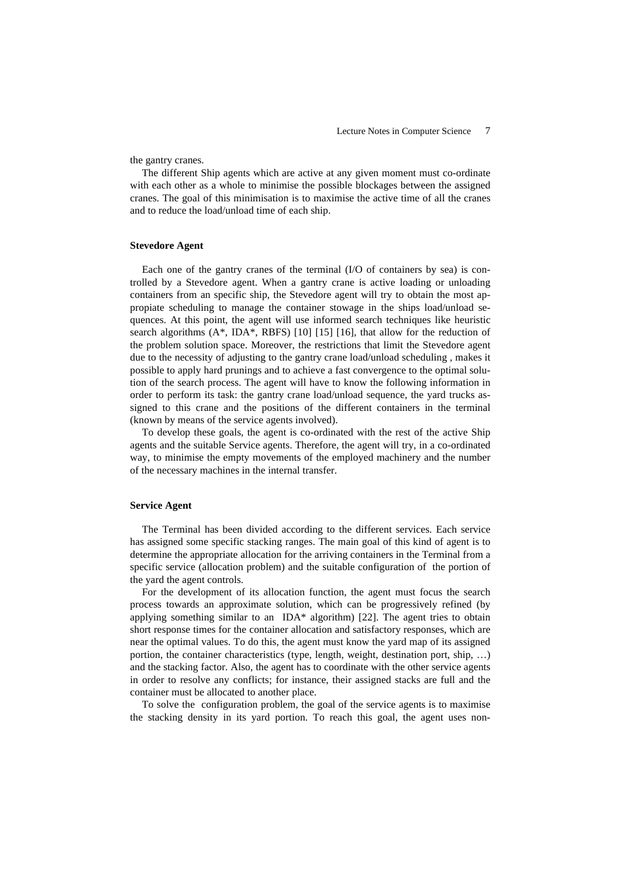the gantry cranes.

The different Ship agents which are active at any given moment must co-ordinate with each other as a whole to minimise the possible blockages between the assigned cranes. The goal of this minimisation is to maximise the active time of all the cranes and to reduce the load/unload time of each ship.

### Stevedore Agent

Each one of the gantry cranes of the terminal (I/O of containers by sea) is controlled by a Stevedore agent. When a gantry crane is active loading or unloading containers from an specific ship, the Stevedore agent will try to obtain the most appropiate scheduling to manage the container stowage in the ships load/unload sequences. At this point, the agent will use informed search techniques like heuristic search algorithms (A*, IDA*, RBFS) [10] [15] [16], that allow for the reduction of the problem solution space. Moreover, the restrictions that limit the Stevedore agent due to the necessity of adjusting to the gantry crane load/unload scheduling , makes it possible to apply hard prunings and to achieve a fast convergence to the optimal solution of the search process. The agent will have to know the following information in order to perform its task: the gantry crane load/unload sequence, the yard trucks assigned to this crane and the positions of the different containers in the terminal (known by means of the service agents involved).

To develop these goals, the agent is co-ordinated with the rest of the active Ship agents and the suitable Service agents. Therefore, the agent will try, in a co-ordinated way, to minimise the empty movements of the employed machinery and the number of the necessary machines in the internal transfer.

### Service Agent

The Terminal has been divided according to the different services. Each service has assigned some specific stacking ranges. The main goal of this kind of agent is to determine the appropriate allocation for the arriving containers in the Terminal from a specific service (allocation problem) and the suitable configuration of the portion of the yard the agent controls.

For the development of its allocation function, the agent must focus the search process towards an approximate solution, which can be progressively refined (by applying something similar to an IDA* algorithm) [22]. The agent tries to obtain short response times for the container allocation and satisfactory responses, which are near the optimal values. To do this, the agent must know the yard map of its assigned portion, the container characteristics (type, length, weight, destination port, ship, …) and the stacking factor. Also, the agent has to coordinate with the other service agents in order to resolve any conflicts; for instance, their assigned stacks are full and the container must be allocated to another place.

To solve the configuration problem, the goal of the service agents is to maximise the stacking density in its yard portion. To reach this goal, the agent uses non-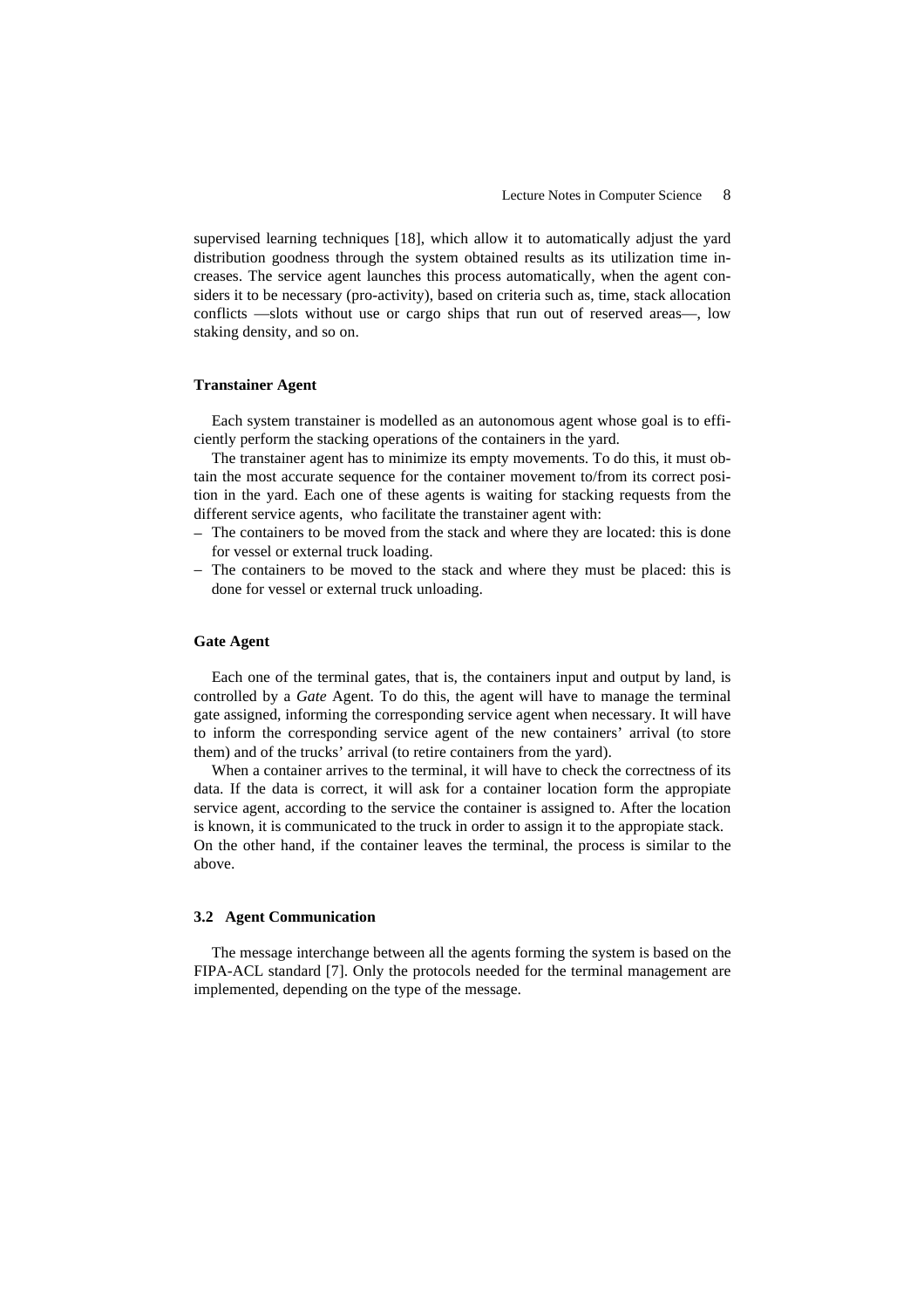supervised learning techniques [18], which allow it to automatically adjust the yard distribution goodness through the system obtained results as its utilization time increases. The service agent launches this process automatically, when the agent considers it to be necessary (pro-activity), based on criteria such as, time, stack allocation conflicts —slots without use or cargo ships that run out of reserved areas—, low staking density, and so on.

#### Transtainer Agent

Each system transtainer is modelled as an autonomous agent whose goal is to efficiently perform the stacking operations of the containers in the yard.

The transtainer agent has to minimize its empty movements. To do this, it must obtain the most accurate sequence for the container movement to/from its correct position in the yard. Each one of these agents is waiting for stacking requests from the different service agents, who facilitate the transtainer agent with:

- The containers to be moved from the stack and where they are located: this is done for vessel or external truck loading.
- The containers to be moved to the stack and where they must be placed: this is done for vessel or external truck unloading.

#### Gate Agent

Each one of the terminal gates, that is, the containers input and output by land, is controlled by a *Gate* Agent. To do this, the agent will have to manage the terminal gate assigned, informing the corresponding service agent when necessary. It will have to inform the corresponding service agent of the new containers' arrival (to store them) and of the trucks' arrival (to retire containers from the yard).

When a container arrives to the terminal, it will have to check the correctness of its data. If the data is correct, it will ask for a container location form the appropiate service agent, according to the service the container is assigned to. After the location is known, it is communicated to the truck in order to assign it to the appropiate stack. On the other hand, if the container leaves the terminal, the process is similar to the above.

### 3.2 Agent Communication

The message interchange between all the agents forming the system is based on the FIPA-ACL standard [7]. Only the protocols needed for the terminal management are implemented, depending on the type of the message.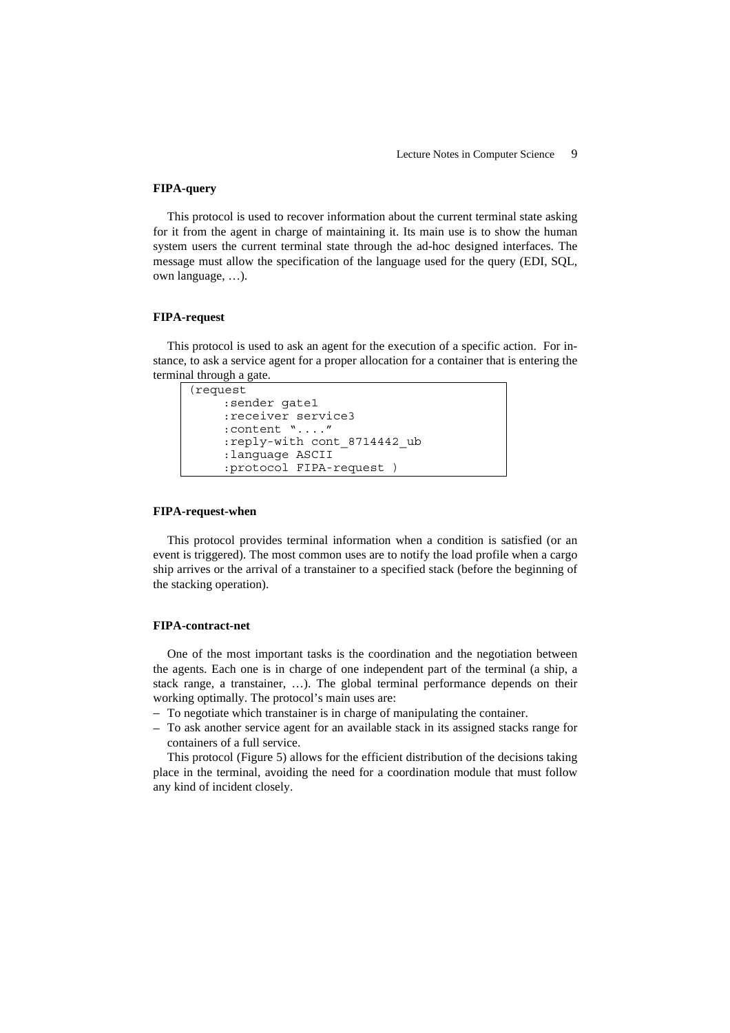**FIPA-query**

This protocol is used to recover information about the current terminal state asking for it from the agent in charge of maintaining it. Its main use is to show the human system users the current terminal state through the ad-hoc designed interfaces. The message must allow the specification of the language used for the query (EDI, SQL, own language, …).

**FIPA-request**

This protocol is used to ask an agent for the execution of a specific action. For instance, to ask a service agent for a proper allocation for a container that is entering the terminal through a gate.

```
(request
     :sender gate1
     :receiver service3
     :content "...."
     :reply-with cont_8714442_ub
     :language ASCII
     :protocol FIPA-request )
```

**FIPA-request-when**

This protocol provides terminal information when a condition is satisfied (or an event is triggered). The most common uses are to notify the load profile when a cargo ship arrives or the arrival of a transtainer to a specified stack (before the beginning of the stacking operation).

**FIPA-contract-net**

One of the most important tasks is the coordination and the negotiation between the agents. Each one is in charge of one independent part of the terminal (a ship, a stack range, a transtainer, …). The global terminal performance depends on their working optimally. The protocol's main uses are:

- To negotiate which transtainer is in charge of manipulating the container.
- To ask another service agent for an available stack in its assigned stacks range for containers of a full service.

This protocol (Figure 5) allows for the efficient distribution of the decisions taking place in the terminal, avoiding the need for a coordination module that must follow any kind of incident closely.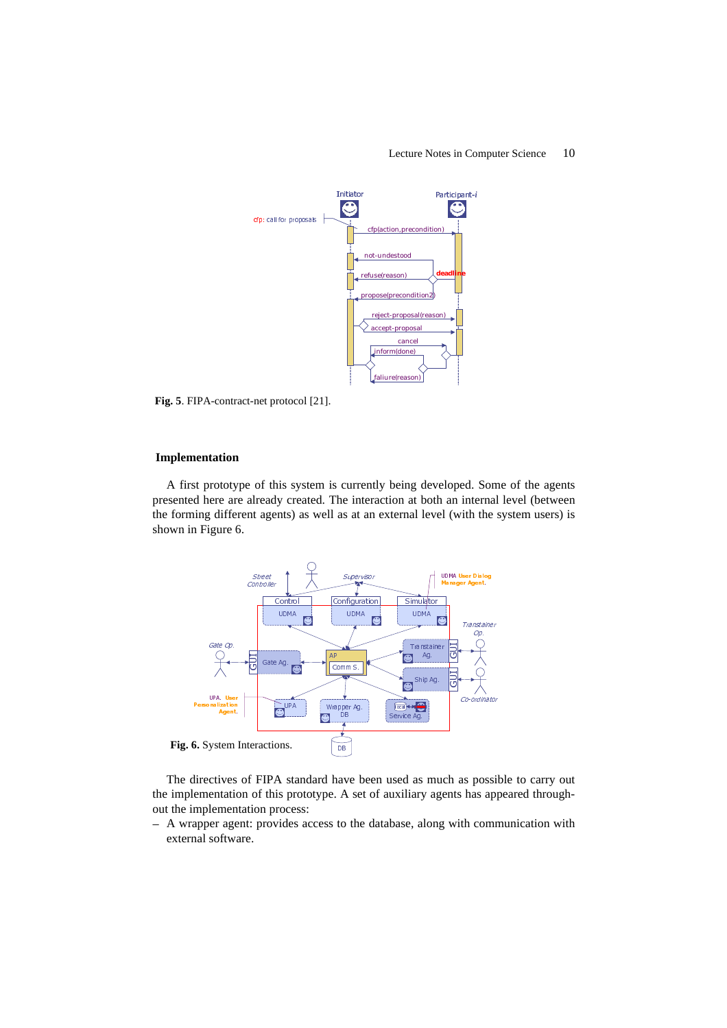**Fig. 5**. FIPA-contract-net protocol [21].

## Implementation

A first prototype of this system is currently being developed. Some of the agents presented here are already created. The interaction at both an internal level (between the forming different agents) as well as at an external level (with the system users) is shown in Figure 6.

**Fig. 6.** System Interactions.

The directives of FIPA standard have been used as much as possible to carry out the implementation of this prototype. A set of auxiliary agents has appeared throughout the implementation process:

– A wrapper agent: provides access to the database, along with communication with external software.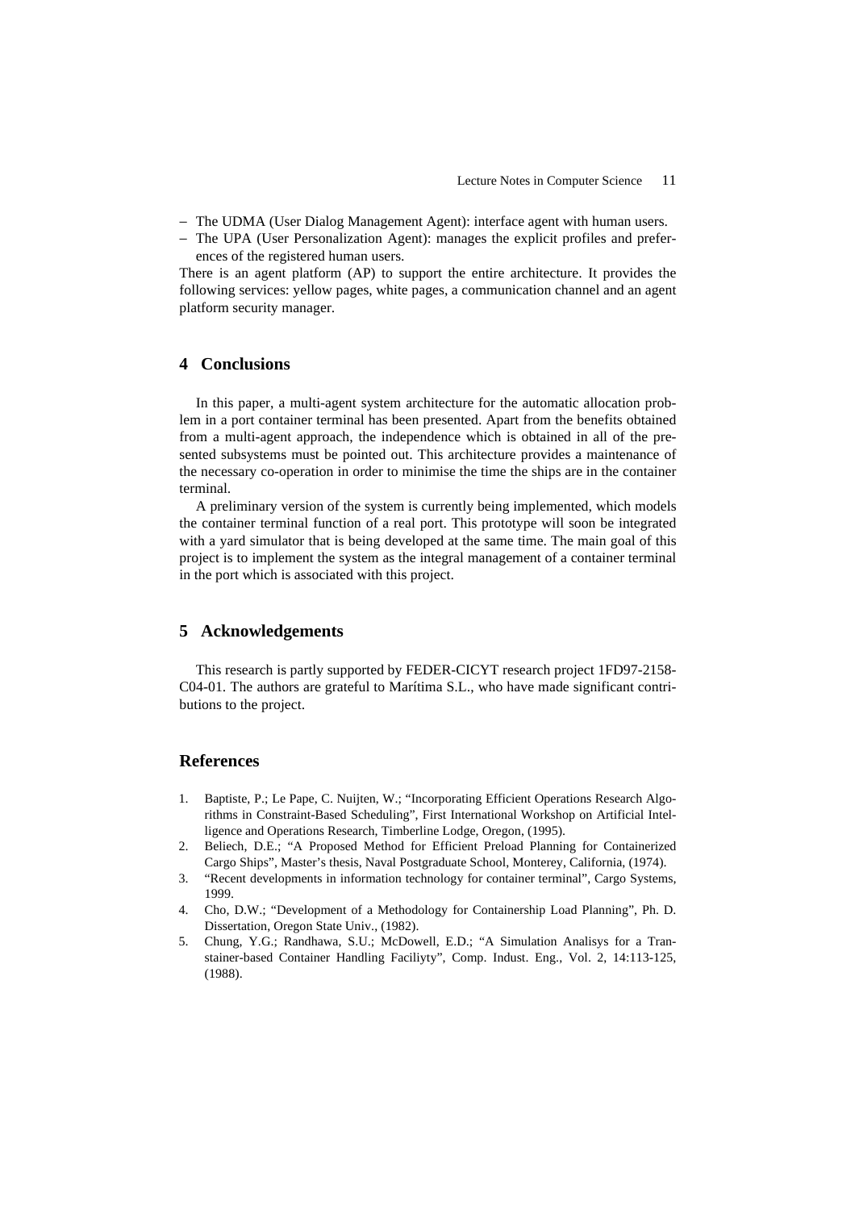- The UDMA (User Dialog Management Agent): interface agent with human users.
- The UPA (User Personalization Agent): manages the explicit profiles and preferences of the registered human users.

There is an agent platform (AP) to support the entire architecture. It provides the following services: yellow pages, white pages, a communication channel and an agent platform security manager.

## 4 Conclusions

In this paper, a multi-agent system architecture for the automatic allocation problem in a port container terminal has been presented. Apart from the benefits obtained from a multi-agent approach, the independence which is obtained in all of the presented subsystems must be pointed out. This architecture provides a maintenance of the necessary co-operation in order to minimise the time the ships are in the container terminal.

A preliminary version of the system is currently being implemented, which models the container terminal function of a real port. This prototype will soon be integrated with a yard simulator that is being developed at the same time. The main goal of this project is to implement the system as the integral management of a container terminal in the port which is associated with this project.

## 5 Acknowledgements

This research is partly supported by FEDER-CICYT research project 1FD97-2158-C04-01. The authors are grateful to Marítima S.L., who have made significant contributions to the project.

## References

1. Baptiste, P.; Le Pape, C. Nuijten, W.; "Incorporating Efficient Operations Research Algorithms in Constraint-Based Scheduling", First International Workshop on Artificial Intelligence and Operations Research, Timberline Lodge, Oregon, (1995).
2. Beliech, D.E.; "A Proposed Method for Efficient Preload Planning for Containerized Cargo Ships", Master's thesis, Naval Postgraduate School, Monterey, California, (1974).
3. "Recent developments in information technology for container terminal", Cargo Systems, 1999.
4. Cho, D.W.; "Development of a Methodology for Containership Load Planning", Ph. D. Dissertation, Oregon State Univ., (1982).
5. Chung, Y.G.; Randhawa, S.U.; McDowell, E.D.; "A Simulation Analisys for a Transtainer-based Container Handling Faciliyty", Comp. Indust. Eng., Vol. 2, 14:113-125, (1988).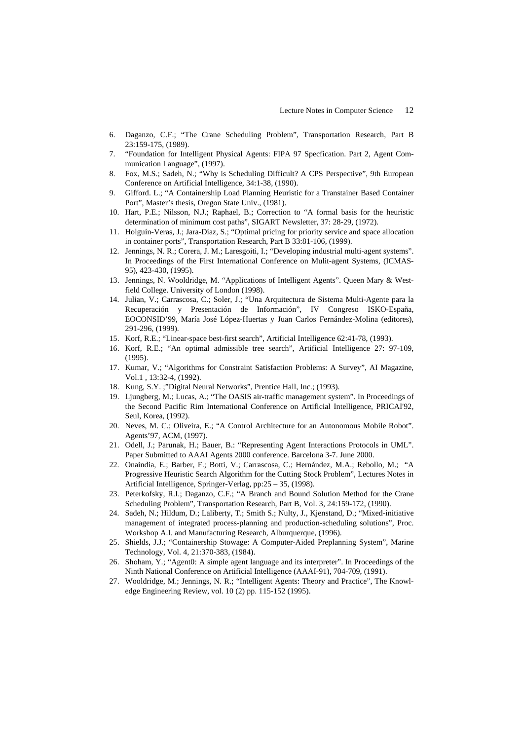6. Daganzo, C.F.; "The Crane Scheduling Problem", Transportation Research, Part B 23:159-175, (1989).
7. "Foundation for Intelligent Physical Agents: FIPA 97 Specfication. Part 2, Agent Communication Language", (1997).
8. Fox, M.S.; Sadeh, N.; "Why is Scheduling Difficult? A CPS Perspective", 9th European Conference on Artificial Intelligence, 34:1-38, (1990).
9. Gifford. L.; "A Containership Load Planning Heuristic for a Transtainer Based Container Port", Master's thesis, Oregon State Univ., (1981).
10. Hart, P.E.; Nilsson, N.J.; Raphael, B.; Correction to "A formal basis for the heuristic determination of minimum cost paths", SIGART Newsletter, 37: 28-29, (1972).
11. Holguín-Veras, J.; Jara-Díaz, S.; "Optimal pricing for priority service and space allocation in container ports", Transportation Research, Part B 33:81-106, (1999).
12. Jennings, N. R.; Corera, J. M.; Laresgoiti, I.; "Developing industrial multi-agent systems". In Proceedings of the First International Conference on Mulit-agent Systems, (ICMAS-95), 423-430, (1995).
13. Jennings, N. Wooldridge, M. "Applications of Intelligent Agents". Queen Mary & Westfield College. University of London (1998).
14. Julian, V.; Carrascosa, C.; Soler, J.; "Una Arquitectura de Sistema Multi-Agente para la Recuperación y Presentación de Información", IV Congreso ISKO-España, EOCONSID'99, María José López-Huertas y Juan Carlos Fernández-Molina (editores), 291-296, (1999).
15. Korf, R.E.; "Linear-space best-first search", Artificial Intelligence 62:41-78, (1993).
16. Korf, R.E.; "An optimal admissible tree search", Artificial Intelligence 27: 97-109, (1995).
17. Kumar, V.; "Algorithms for Constraint Satisfaction Problems: A Survey", AI Magazine, Vol.1 , 13:32-4, (1992).
18. Kung, S.Y. ;"Digital Neural Networks", Prentice Hall, Inc.; (1993).
19. Ljungberg, M.; Lucas, A.; "The OASIS air-traffic management system". In Proceedings of the Second Pacific Rim International Conference on Artificial Intelligence, PRICAI'92, Seul, Korea, (1992).
20. Neves, M. C.; Oliveira, E.; "A Control Architecture for an Autonomous Mobile Robot". Agents'97, ACM, (1997).
21. Odell, J.; Parunak, H.; Bauer, B.: "Representing Agent Interactions Protocols in UML". Paper Submitted to AAAI Agents 2000 conference. Barcelona 3-7. June 2000.
22. Onaindia, E.; Barber, F.; Botti, V.; Carrascosa, C.; Hernández, M.A.; Rebollo, M.; "A Progressive Heuristic Search Algorithm for the Cutting Stock Problem", Lectures Notes in Artificial Intelligence, Springer-Verlag, pp:25 – 35, (1998).
23. Peterkofsky, R.I.; Daganzo, C.F.; "A Branch and Bound Solution Method for the Crane Scheduling Problem", Transportation Research, Part B, Vol. 3, 24:159-172, (1990).
24. Sadeh, N.; Hildum, D.; Laliberty, T.; Smith S.; Nulty, J., Kjenstand, D.; "Mixed-initiative management of integrated process-planning and production-scheduling solutions", Proc. Workshop A.I. and Manufacturing Research, Alburquerque, (1996).
25. Shields, J.J.; "Containership Stowage: A Computer-Aided Preplanning System", Marine Technology, Vol. 4, 21:370-383, (1984).
26. Shoham, Y.; "Agent0: A simple agent language and its interpreter". In Proceedings of the Ninth National Conference on Artificial Intelligence (AAAI-91), 704-709, (1991).
27. Wooldridge, M.; Jennings, N. R.; "Intelligent Agents: Theory and Practice", The Knowledge Engineering Review, vol. 10 (2) pp. 115-152 (1995).